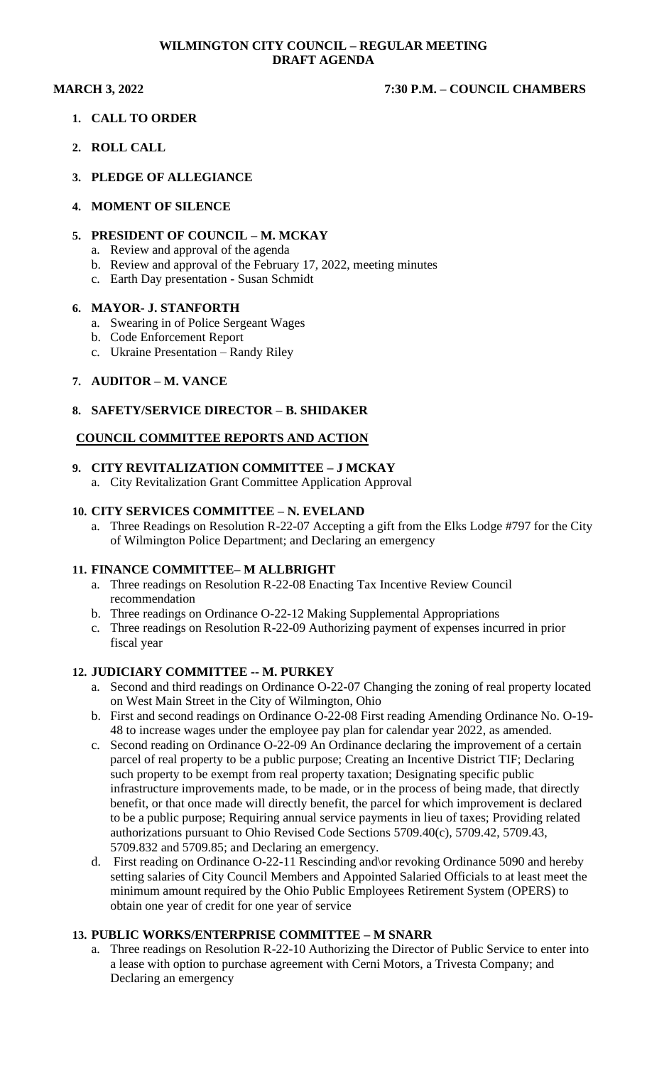# WILMINGTON CITY COUNCIL – REGULAR MEETING
## DRAFT AGENTA

**MARCH 3, 2022** **7:30 P.M. – COUNCIL CHAMBERS**

1. **CALL TO ORDER**

2. **ROLL CALL**

3. **PLEDGE OF ALLEGIANCE**

4. **MOMENT OF SILENCE**

5. **PRESIDENT OF COUNCIL – M. MCKAY**
   a. Review and approval of the agenda
   b. Review and approval of the February 17, 2022, meeting minutes
   c. Earth Day presentation - Susan Schmidt

6. **MAYOR- J. STANFORTH**
   a. Swearing in of Police Sergeant Wages
   b. Code Enforcement Report
   c. Ukraine Presentation – Randy Riley

7. **AUDITOR – M. VANCE**

8. **SAFETY/SERVICE DIRECTOR – B. SHIDAKER**

**COUNCIL COMMITTEE REPORTS AND ACTION**

9. **CITY REVITALIZATION COMMITTEE – J MCKAY**
   a. City Revitalization Grant Committee Application Approval

10. **CITY SERVICES COMMITTEE – N. EVELAND**
    a. Three Readings on Resolution R-22-07 Accepting a gift from the Elks Lodge #797 for the City of Wilmington Police Department; and Declaring an emergency

11. **FINANCE COMMITTEE– M ALLBRIGHT**
    a. Three readings on Resolution R-22-08 Enacting Tax Incentive Review Council recommendation
    b. Three readings on Ordinance O-22-12 Making Supplemental Appropriations
    c. Three readings on Resolution R-22-09 Authorizing payment of expenses incurred in prior fiscal year

12. **JUDICIARY COMMITTEE -- M. PURKEY**
    a. Second and third readings on Ordinance O-22-07 Changing the zoning of real property located on West Main Street in the City of Wilmington, Ohio
    b. First and second readings on Ordinance O-22-08 First reading Amending Ordinance No. O-19-48 to increase wages under the employee pay plan for calendar year 2022, as amended.
    c. Second reading on Ordinance O-22-09 An Ordinance declaring the improvement of a certain parcel of real property to be a public purpose; Creating an Incentive District TIF; Declaring such property to be exempt from real property taxation; Designating specific public infrastructure improvements made, to be made, or in the process of being made, that directly benefit, or that once made will directly benefit, the parcel for which improvement is declared to be a public purpose; Requiring annual service payments in lieu of taxes; Providing related authorizations pursuant to Ohio Revised Code Sections 5709.40(c), 5709.42, 5709.43, 5709.832 and 5709.85; and Declaring an emergency.
    d. First reading on Ordinance O-22-11 Rescinding and\or revoking Ordinance 5090 and hereby setting salaries of City Council Members and Appointed Salaried Officials to at least meet the minimum amount required by the Ohio Public Employees Retirement System (OPERS) to obtain one year of credit for one year of service

13. **PUBLIC WORKS/ENTERPRISE COMMITTEE – M SNARR**
    a. Three readings on Resolution R-22-10 Authorizing the Director of Public Service to enter into a lease with option to purchase agreement with Cerni Motors, a Trivesta Company; and Declaring an emergency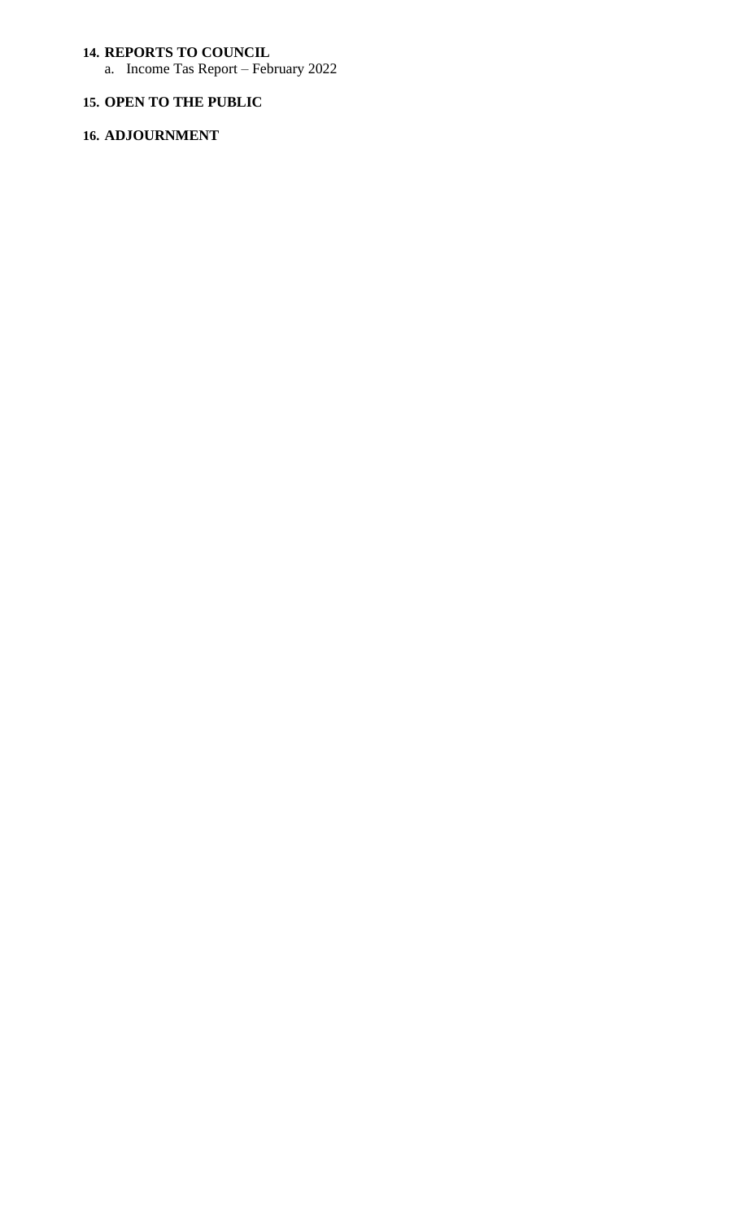**14. REPORTS TO COUNCIL**

a. Income Tas Report – February 2022

**15. OPEN TO THE PUBLIC**

**16. ADJOURNMENT**